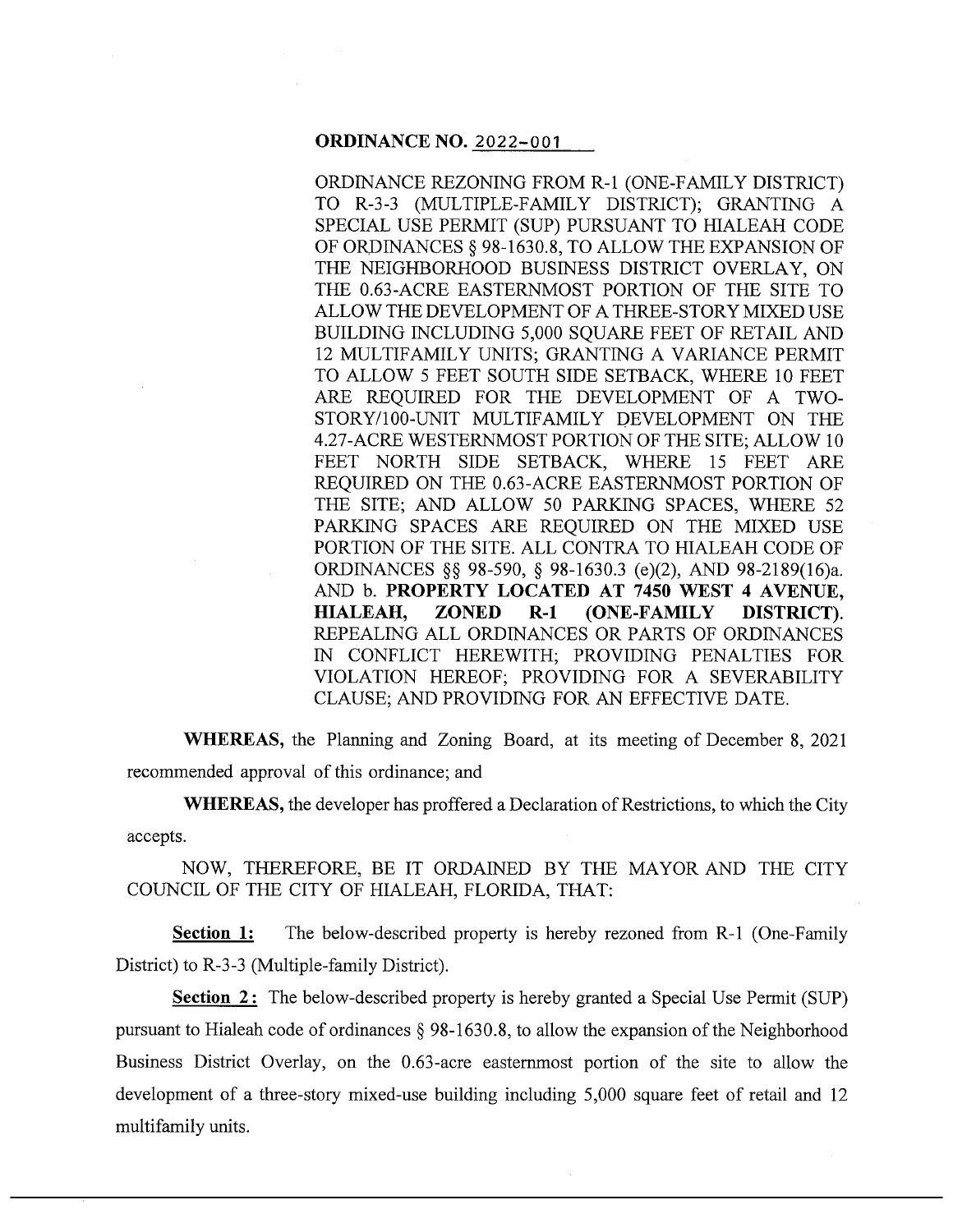**ORDINANCE NO. 2022-001**

ORDINANCE REZONING FROM R-1 (ONE-FAMILY DISTRICT) TO R-3-3 (MULTIPLE-FAMILY DISTRICT); GRANTING A SPECIAL USE PERMIT (SUP) PURSUANT TO HIALEAH CODE OF ORDINANCES § 98-1630.8, TO ALLOW THE EXPANSION OF THE NEIGHBORHOOD BUSINESS DISTRICT OVERLAY, ON THE 0.63-ACRE EASTERNMOST PORTION OF THE SITE TO ALLOW THE DEVELOPMENT OF A THREE-STORY MIXED USE BUILDING INCLUDING 5,000 SQUARE FEET OF RETAIL AND 12 MULTIFAMILY UNITS; GRANTING A VARIANCE PERMIT TO ALLOW 5 FEET SOUTH SIDE SETBACK, WHERE 10 FEET ARE REQUIRED FOR THE DEVELOPMENT OF A TWO-STORY/100-UNIT MULTIFAMILY DEVELOPMENT ON THE 4.27-ACRE WESTERNMOST PORTION OF THE SITE; ALLOW 10 FEET NORTH SIDE SETBACK, WHERE 15 FEET ARE REQUIRED ON THE 0.63-ACRE EASTERNMOST PORTION OF THE SITE; AND ALLOW 50 PARKING SPACES, WHERE 52 PARKING SPACES ARE REQUIRED ON THE MIXED USE PORTION OF THE SITE. ALL CONTRA TO HIALEAH CODE OF ORDINANCES §§ 98-590, § 98-1630.3 (e)(2), AND 98-2189(16)a. AND b. **PROPERTY LOCATED AT 7450 WEST 4 AVENUE, HIALEAH, ZONED R-1 (ONE-FAMILY DISTRICT).** REPEALING ALL ORDINANCES OR PARTS OF ORDINANCES IN CONFLICT HEREWITH; PROVIDING PENALTIES FOR VIOLATION HEREOF; PROVIDING FOR A SEVERABILITY CLAUSE; AND PROVIDING FOR AN EFFECTIVE DATE.

**WHEREAS,** the Planning and Zoning Board, at its meeting of December 8, 2021 recommended approval of this ordinance; and

**WHEREAS,** the developer has proffered a Declaration of Restrictions, to which the City accepts.

NOW, THEREFORE, BE IT ORDAINED BY THE MAYOR AND THE CITY COUNCIL OF THE CITY OF HIALEAH, FLORIDA, THAT:

**Section 1:** The below-described property is hereby rezoned from R-1 (One-Family District) to R-3-3 (Multiple-family District).

**Section 2:** The below-described property is hereby granted a Special Use Permit (SUP) pursuant to Hialeah code of ordinances § 98-1630.8, to allow the expansion of the Neighborhood Business District Overlay, on the 0.63-acre easternmost portion of the site to allow the development of a three-story mixed-use building including 5,000 square feet of retail and 12 multifamily units.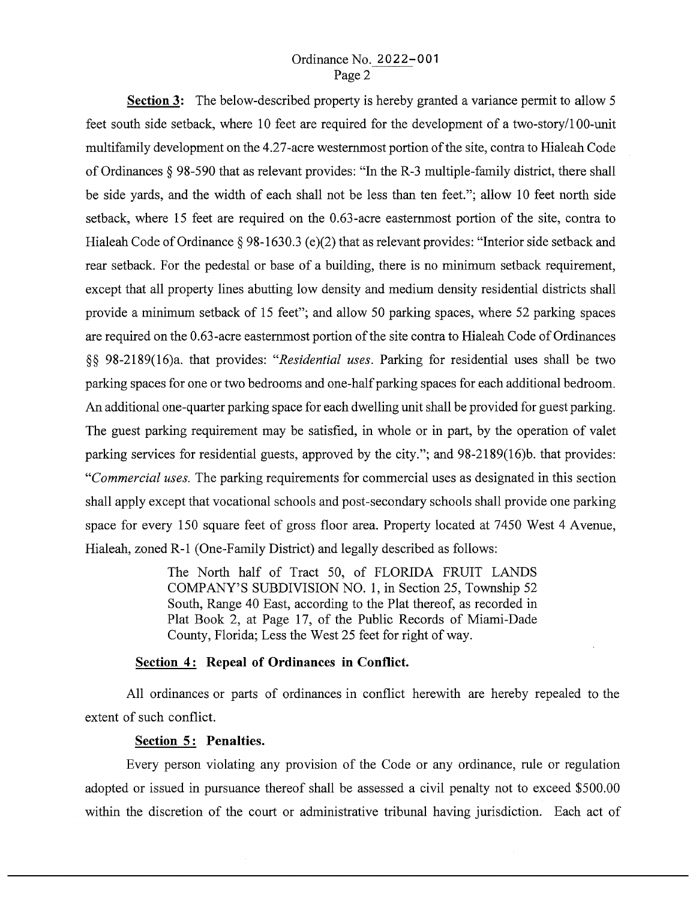**Section 3:** The below-described property is hereby granted a variance permit to allow 5 feet south side setback, where 10 feet are required for the development of a two-story/100-unit multifamily development on the 4.27-acre westernmost portion of the site, contra to Hialeah Code of Ordinances § 98-590 that as relevant provides: "In the R-3 multiple-family district, there shall be side yards, and the width of each shall not be less than ten feet."; allow 10 feet north side setback, where 15 feet are required on the 0.63-acre easternmost portion of the site, contra to Hialeah Code of Ordinance § 98-1630.3 (e)(2) that as relevant provides: "Interior side setback and rear setback. For the pedestal or base of a building, there is no minimum setback requirement, except that all property lines abutting low density and medium density residential districts shall provide a minimum setback of 15 feet"; and allow 50 parking spaces, where 52 parking spaces are required on the 0.63-acre easternmost portion of the site contra to Hialeah Code of Ordinances §§ 98-2189(16)a. that provides: "*Residential uses*. Parking for residential uses shall be two parking spaces for one or two bedrooms and one-half parking spaces for each additional bedroom. An additional one-quarter parking space for each dwelling unit shall be provided for guest parking. The guest parking requirement may be satisfied, in whole or in part, by the operation of valet parking services for residential guests, approved by the city."; and 98-2189(16)b. that provides: "*Commercial uses.* The parking requirements for commercial uses as designated in this section shall apply except that vocational schools and post-secondary schools shall provide one parking space for every 150 square feet of gross floor area. Property located at 7450 West 4 Avenue, Hialeah, zoned R-1 (One-Family District) and legally described as follows:

> The North half of Tract 50, of FLORIDA FRUIT LANDS COMPANY'S SUBDIVISION NO. 1, in Section 25, Township 52 South, Range 40 East, according to the Plat thereof, as recorded in Plat Book 2, at Page 17, of the Public Records of Miami-Dade County, Florida; Less the West 25 feet for right of way.

**Section 4: Repeal of Ordinances in Conflict.**

All ordinances or parts of ordinances in conflict herewith are hereby repealed to the extent of such conflict.

**Section 5: Penalties.**

Every person violating any provision of the Code or any ordinance, rule or regulation adopted or issued in pursuance thereof shall be assessed a civil penalty not to exceed $500.00 within the discretion of the court or administrative tribunal having jurisdiction. Each act of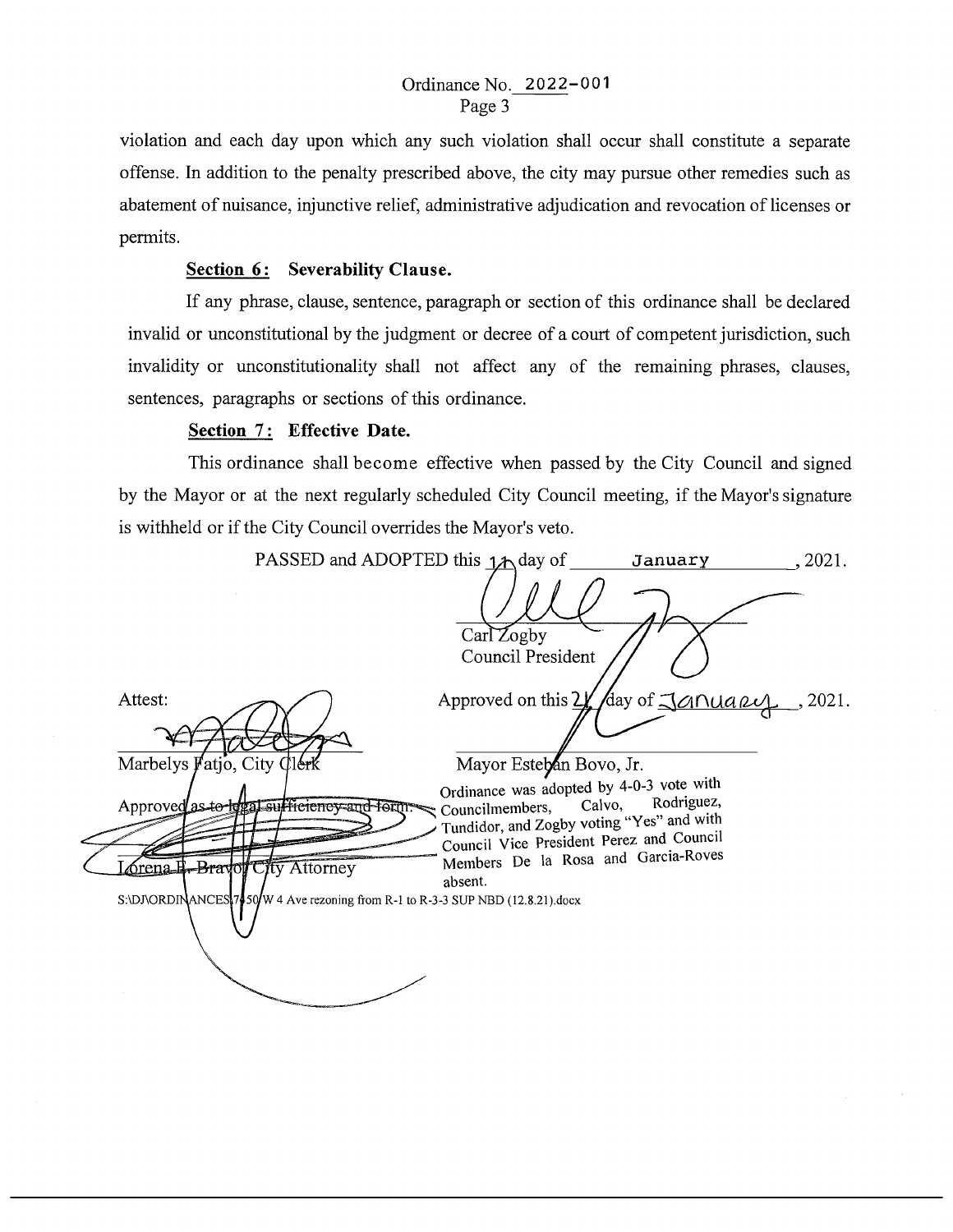violation and each day upon which any such violation shall occur shall constitute a separate offense. In addition to the penalty prescribed above, the city may pursue other remedies such as abatement of nuisance, injunctive relief, administrative adjudication and revocation of licenses or permits.

**Section 6: Severability Clause.**

If any phrase, clause, sentence, paragraph or section of this ordinance shall be declared invalid or unconstitutional by the judgment or decree of a court of competent jurisdiction, such invalidity or unconstitutionality shall not affect any of the remaining phrases, clauses, sentences, paragraphs or sections of this ordinance.

**Section 7: Effective Date.**

This ordinance shall become effective when passed by the City Council and signed by the Mayor or at the next regularly scheduled City Council meeting, if the Mayor's signature is withheld or if the City Council overrides the Mayor's veto.

PASSED and ADOPTED this 11 day of January, 2021.

Carl Zogby
Council President

Approved on this 21 day of January, 2021.

Attest:

Marbelys Fatjo, City Clerk

Mayor Esteban Bovo, Jr.

Approved as to legal sufficiency and form:

Lorena E. Bravo, City Attorney

Ordinance was adopted by 4-0-3 vote with Councilmembers, Calvo, Rodriguez, Tundidor, and Zogby voting "Yes" and with Council Vice President Perez and Council Members De la Rosa and Garcia-Roves absent.

S:\DJ\ORDINANCES\7450 W 4 Ave rezoning from R-1 to R-3-3 SUP NBD (12.8.21).docx